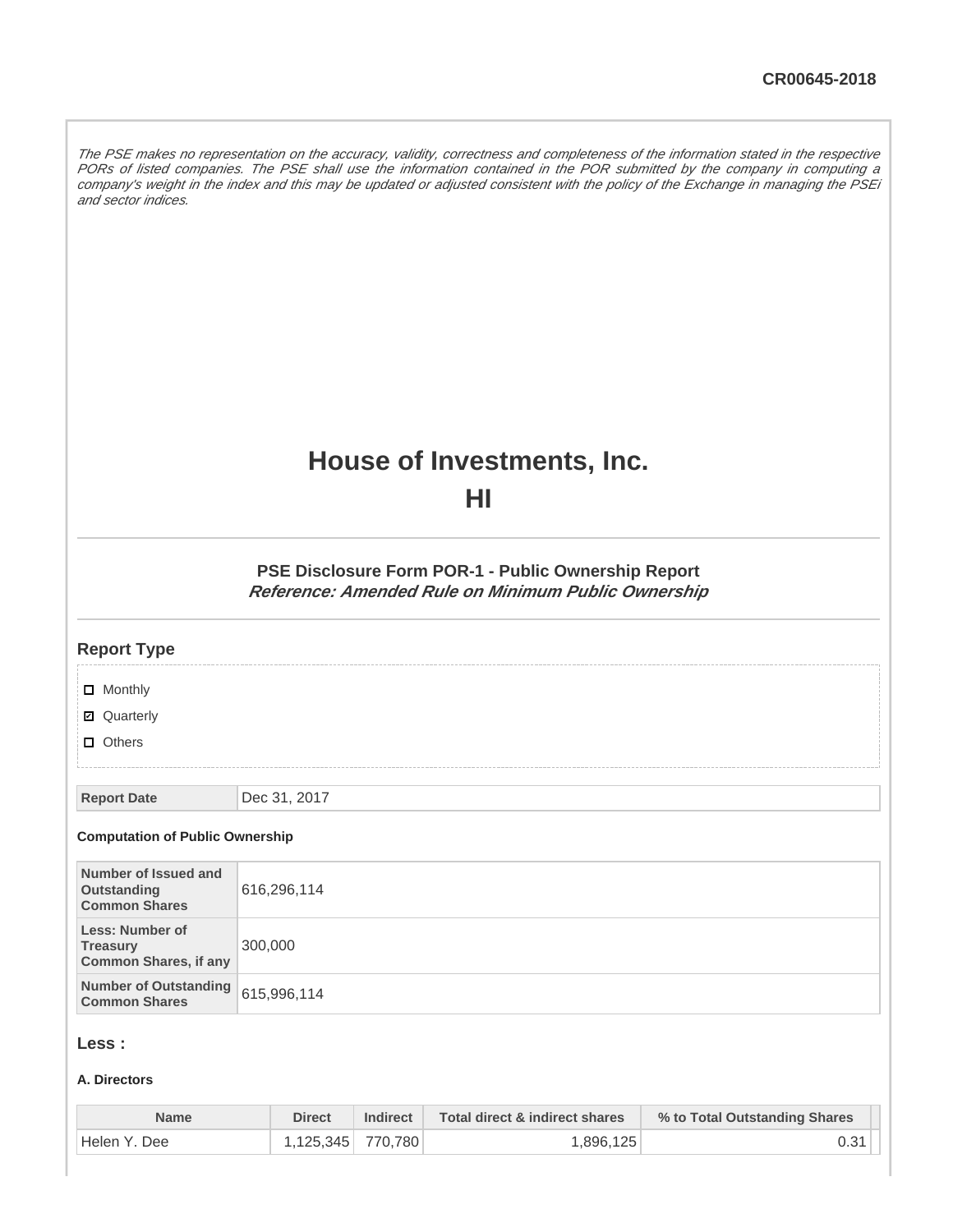CR00645-2018

*The PSE makes no representation on the accuracy, validity, correctness and completeness of the information stated in the respective PORs of listed companies. The PSE shall use the information contained in the POR submitted by the company in computing a company's weight in the index and this may be updated or adjusted consistent with the policy of the Exchange in managing the PSEi and sector indices.*

# House of Investments, Inc.

# HI

### PSE Disclosure Form POR-1 - Public Ownership Report

***Reference: Amended Rule on Minimum Public Ownership***

## Report Type

- [ ] Monthly
- [x] Quarterly
- [ ] Others

| Report Date | Dec 31, 2017 |
|---|---|

**Computation of Public Ownership**

| | |
|---|---|
| **Number of Issued and Outstanding Common Shares** | 616,296,114 |
| **Less: Number of Treasury Common Shares, if any** | 300,000 |
| **Number of Outstanding Common Shares** | 615,996,114 |

## Less :

**A. Directors**

| Name | Direct | Indirect | Total direct & indirect shares | % to Total Outstanding Shares |
|---|---|---|---|---|
| Helen Y. Dee | 1,125,345 | 770,780 | 1,896,125 | 0.31 |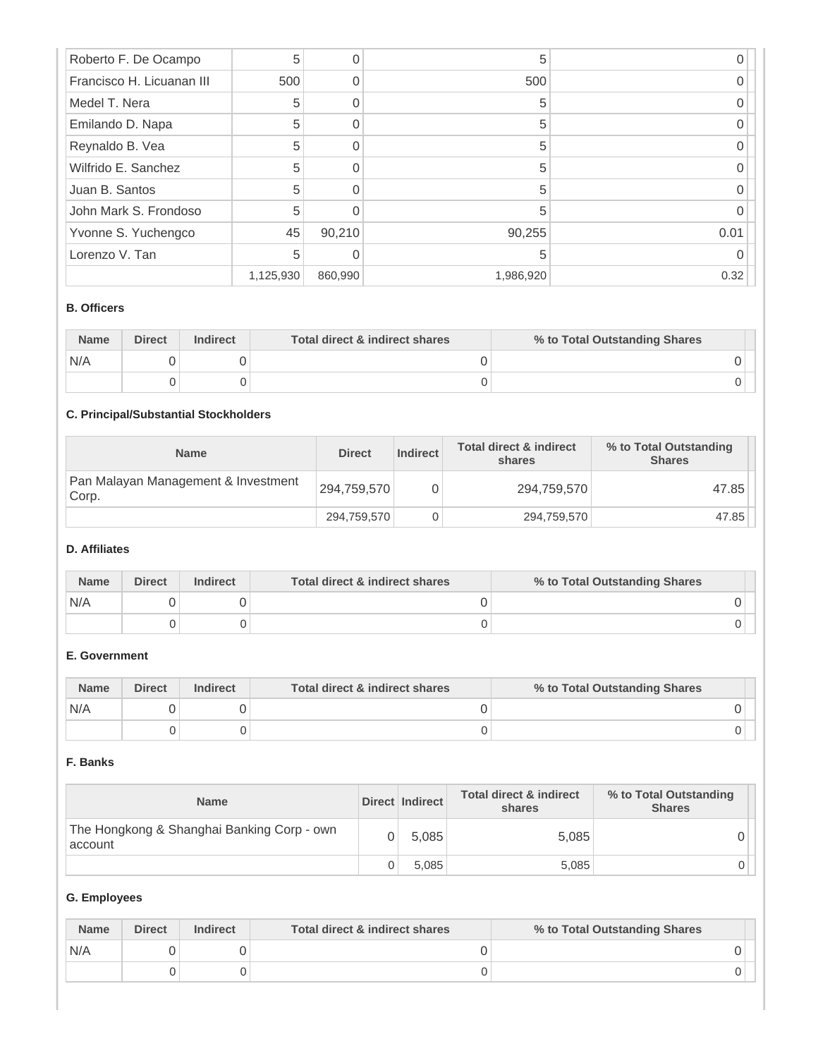| | | | | |
|---|---|---|---|---|
| Roberto F. De Ocampo | 5 | 0 | 5 | 0 |
| Francisco H. Licuanan III | 500 | 0 | 500 | 0 |
| Medel T. Nera | 5 | 0 | 5 | 0 |
| Emilando D. Napa | 5 | 0 | 5 | 0 |
| Reynaldo B. Vea | 5 | 0 | 5 | 0 |
| Wilfrido E. Sanchez | 5 | 0 | 5 | 0 |
| Juan B. Santos | 5 | 0 | 5 | 0 |
| John Mark S. Frondoso | 5 | 0 | 5 | 0 |
| Yvonne S. Yuchengco | 45 | 90,210 | 90,255 | 0.01 |
| Lorenzo V. Tan | 5 | 0 | 5 | 0 |
| | 1,125,930 | 860,990 | 1,986,920 | 0.32 |

**B. Officers**

| Name | Direct | Indirect | Total direct & indirect shares | % to Total Outstanding Shares |
|---|---|---|---|---|
| N/A | 0 | 0 | 0 | 0 |
| | 0 | 0 | 0 | 0 |

**C. Principal/Substantial Stockholders**

| Name | Direct | Indirect | Total direct & indirect shares | % to Total Outstanding Shares |
|---|---|---|---|---|
| Pan Malayan Management & Investment Corp. | 294,759,570 | 0 | 294,759,570 | 47.85 |
| | 294,759,570 | 0 | 294,759,570 | 47.85 |

**D. Affiliates**

| Name | Direct | Indirect | Total direct & indirect shares | % to Total Outstanding Shares |
|---|---|---|---|---|
| N/A | 0 | 0 | 0 | 0 |
| | 0 | 0 | 0 | 0 |

**E. Government**

| Name | Direct | Indirect | Total direct & indirect shares | % to Total Outstanding Shares |
|---|---|---|---|---|
| N/A | 0 | 0 | 0 | 0 |
| | 0 | 0 | 0 | 0 |

**F. Banks**

| Name | Direct | Indirect | Total direct & indirect shares | % to Total Outstanding Shares |
|---|---|---|---|---|
| The Hongkong & Shanghai Banking Corp - own account | 0 | 5,085 | 5,085 | 0 |
| | 0 | 5,085 | 5,085 | 0 |

**G. Employees**

| Name | Direct | Indirect | Total direct & indirect shares | % to Total Outstanding Shares |
|---|---|---|---|---|
| N/A | 0 | 0 | 0 | 0 |
| | 0 | 0 | 0 | 0 |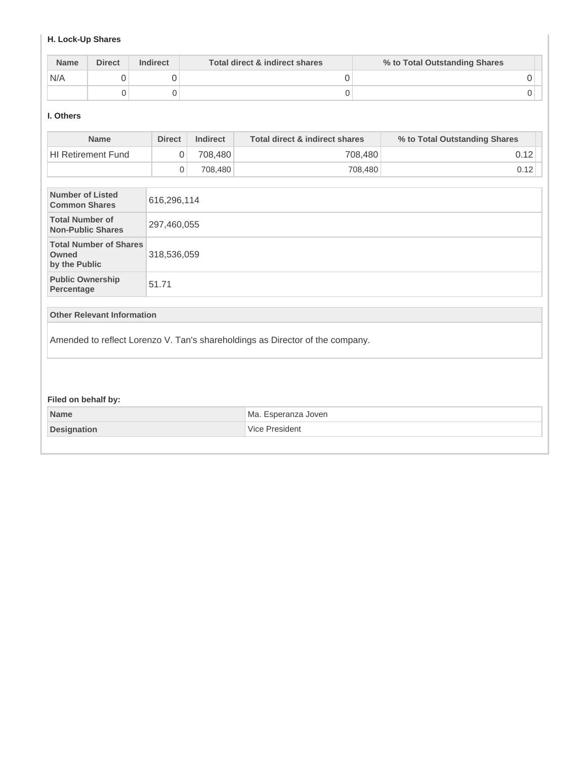### H. Lock-Up Shares

| Name | Direct | Indirect | Total direct & indirect shares | % to Total Outstanding Shares |
|---|---|---|---|---|
| N/A | 0 | 0 | 0 | 0 |
| | 0 | 0 | 0 | 0 |

### I. Others

| Name | Direct | Indirect | Total direct & indirect shares | % to Total Outstanding Shares |
|---|---|---|---|---|
| HI Retirement Fund | 0 | 708,480 | 708,480 | 0.12 |
| | 0 | 708,480 | 708,480 | 0.12 |

| | |
|---|---|
| **Number of Listed Common Shares** | 616,296,114 |
| **Total Number of Non-Public Shares** | 297,460,055 |
| **Total Number of Shares Owned by the Public** | 318,536,059 |
| **Public Ownership Percentage** | 51.71 |

**Other Relevant Information**

Amended to reflect Lorenzo V. Tan's shareholdings as Director of the company.

**Filed on behalf by:**

| | |
|---|---|
| **Name** | Ma. Esperanza Joven |
| **Designation** | Vice President |